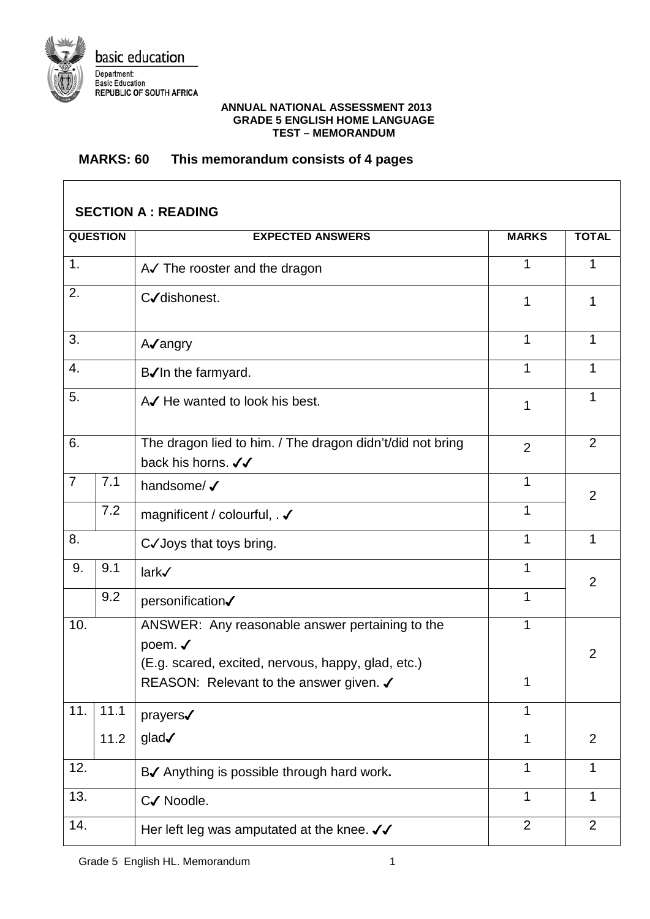basic education

Department:
Basic Education
REPUBLIC OF SOUTH AFRICA

**ANNUAL NATIONAL ASSESSMENT 2013**
**GRADE 5 ENGLISH HOME LANGUAGE**
**TEST – MEMORANDUM**

**MARKS: 60 This memorandum consists of 4 pages**

## SECTION A : READING

| QUESTION | | EXPECTED ANSWERS | MARKS | TOTAL |
|---|---|---|---|---|
| 1. | | A✓ The rooster and the dragon | 1 | 1 |
| 2. | | C✓dishonest. | 1 | 1 |
| 3. | | A✓angry | 1 | 1 |
| 4. | | B✓In the farmyard. | 1 | 1 |
| 5. | | A✓ He wanted to look his best. | 1 | 1 |
| 6. | | The dragon lied to him. / The dragon didn't/did not bring back his horns. ✓✓ | 2 | 2 |
| 7 | 7.1 | handsome/ ✓ | 1 | 2 |
| | 7.2 | magnificent / colourful, . ✓ | 1 | |
| 8. | | C✓Joys that toys bring. | 1 | 1 |
| 9. | 9.1 | lark✓ | 1 | 2 |
| | 9.2 | personification✓ | 1 | |
| 10. | | ANSWER: Any reasonable answer pertaining to the poem. ✓ (E.g. scared, excited, nervous, happy, glad, etc.) REASON: Relevant to the answer given. ✓ | 1<br>1 | 2 |
| 11. | 11.1<br>11.2 | prayers✓<br>glad✓ | 1<br>1 | 2 |
| 12. | | B✓ Anything is possible through hard work. | 1 | 1 |
| 13. | | C✓ Noodle. | 1 | 1 |
| 14. | | Her left leg was amputated at the knee. ✓✓ | 2 | 2 |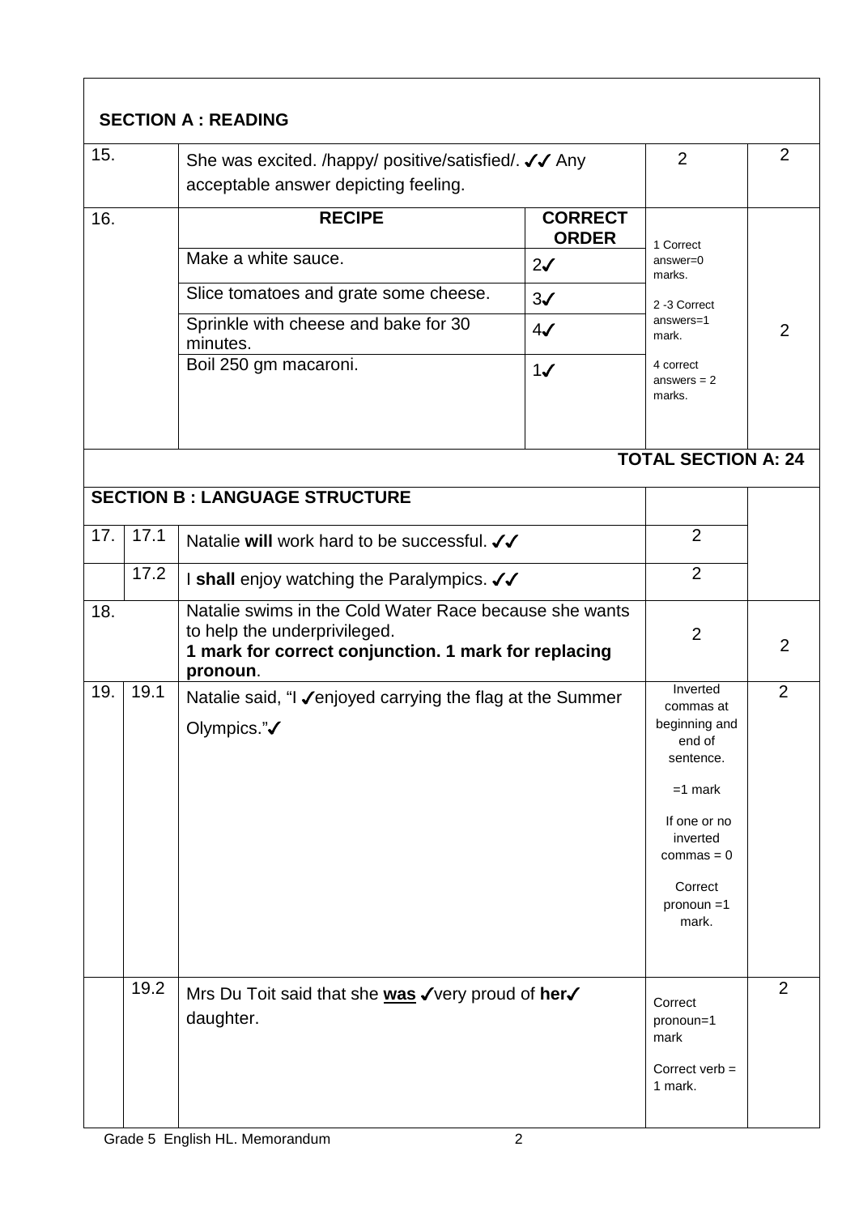## SECTION A : READING

| | | | | |
|---|---|---|---|---|
| 15. | | She was excited. /happy/ positive/satisfied/. ✓✓ Any acceptable answer depicting feeling. | 2 | 2 |

| 16. | RECIPE | CORRECT ORDER | | |
|---|---|---|---|---|
| | Make a white sauce. | 2✓ | 1 Correct answer=0 marks. 2 -3 Correct answers=1 mark. 4 correct answers = 2 marks. | 2 |
| | Slice tomatoes and grate some cheese. | 3✓ | | |
| | Sprinkle with cheese and bake for 30 minutes. | 4✓ | | |
| | Boil 250 gm macaroni. | 1✓ | | |

**TOTAL SECTION A: 24**

## SECTION B : LANGUAGE STRUCTURE

| | | | | |
|---|---|---|---|---|
| 17. | 17.1 | Natalie **will** work hard to be successful. ✓✓ | 2 | |
| | 17.2 | I **shall** enjoy watching the Paralympics. ✓✓ | 2 | |
| 18. | | Natalie swims in the Cold Water Race because she wants to help the underprivileged. **1 mark for correct conjunction. 1 mark for replacing pronoun**. | 2 | 2 |
| 19. | 19.1 | Natalie said, "I ✓enjoyed carrying the flag at the Summer Olympics."✓ | Inverted commas at beginning and end of sentence. =1 mark. If one or no inverted commas = 0. Correct pronoun =1 mark. | 2 |
| | 19.2 | Mrs Du Toit said that she **<u>was</u>** ✓very proud of **her**✓ daughter. | Correct pronoun=1 mark. Correct verb = 1 mark. | 2 |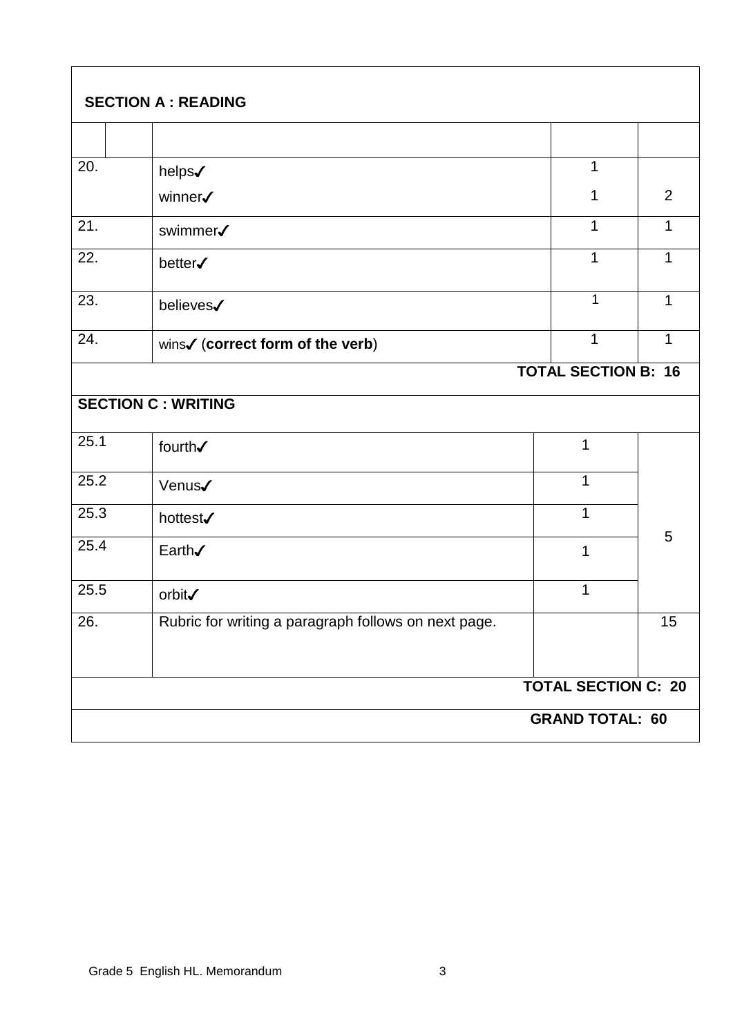## SECTION A : READING

| | | | |
|---|---|---|---|
| 20. | helps✓<br>winner✓ | 1<br>1 | 2 |
| 21. | swimmer✓ | 1 | 1 |
| 22. | better✓ | 1 | 1 |
| 23. | believes✓ | 1 | 1 |
| 24. | wins✓ (**correct form of the verb**) | 1 | 1 |
| | | | **TOTAL SECTION B: 16** |

## SECTION C : WRITING

| | | | |
|---|---|---|---|
| 25.1 | fourth✓ | 1 | 5 |
| 25.2 | Venus✓ | 1 | |
| 25.3 | hottest✓ | 1 | |
| 25.4 | Earth✓ | 1 | |
| 25.5 | orbit✓ | 1 | |
| 26. | Rubric for writing a paragraph follows on next page. | | 15 |
| | | | **TOTAL SECTION C: 20** |
| | | | **GRAND TOTAL: 60** |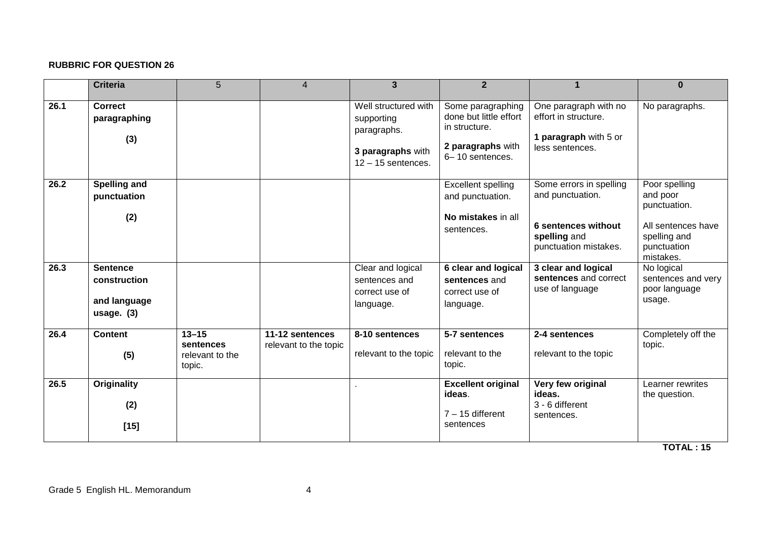**RUBBRIC FOR QUESTION 26**

| | Criteria | 5 | 4 | 3 | 2 | 1 | 0 |
|---|---|---|---|---|---|---|---|
| **26.1** | **Correct paragraphing** **(3)** | | | Well structured with supporting paragraphs. **3 paragraphs** with 12 – 15 sentences. | Some paragraphing done but little effort in structure. **2 paragraphs** with 6– 10 sentences. | One paragraph with no effort in structure. **1 paragraph** with 5 or less sentences. | No paragraphs. |
| **26.2** | **Spelling and punctuation** **(2)** | | | | Excellent spelling and punctuation. **No mistakes** in all sentences. | Some errors in spelling and punctuation. **6 sentences without spelling** and punctuation mistakes. | Poor spelling and poor punctuation. All sentences have spelling and punctuation mistakes. |
| **26.3** | **Sentence construction and language usage. (3)** | | | Clear and logical sentences and correct use of language. | **6 clear and logical sentences** and correct use of language. | **3 clear and logical sentences** and correct use of language | No logical sentences and very poor language usage. |
| **26.4** | **Content** **(5)** | **13–15 sentences** relevant to the topic. | **11-12 sentences** relevant to the topic | **8-10 sentences** relevant to the topic | **5-7 sentences** relevant to the topic. | **2-4 sentences** relevant to the topic | Completely off the topic. |
| **26.5** | **Originality** **(2)** **[15]** | | | . | **Excellent original ideas**. 7 – 15 different sentences | **Very few original ideas.** 3 - 6 different sentences. | Learner rewrites the question. |

**TOTAL : 15**